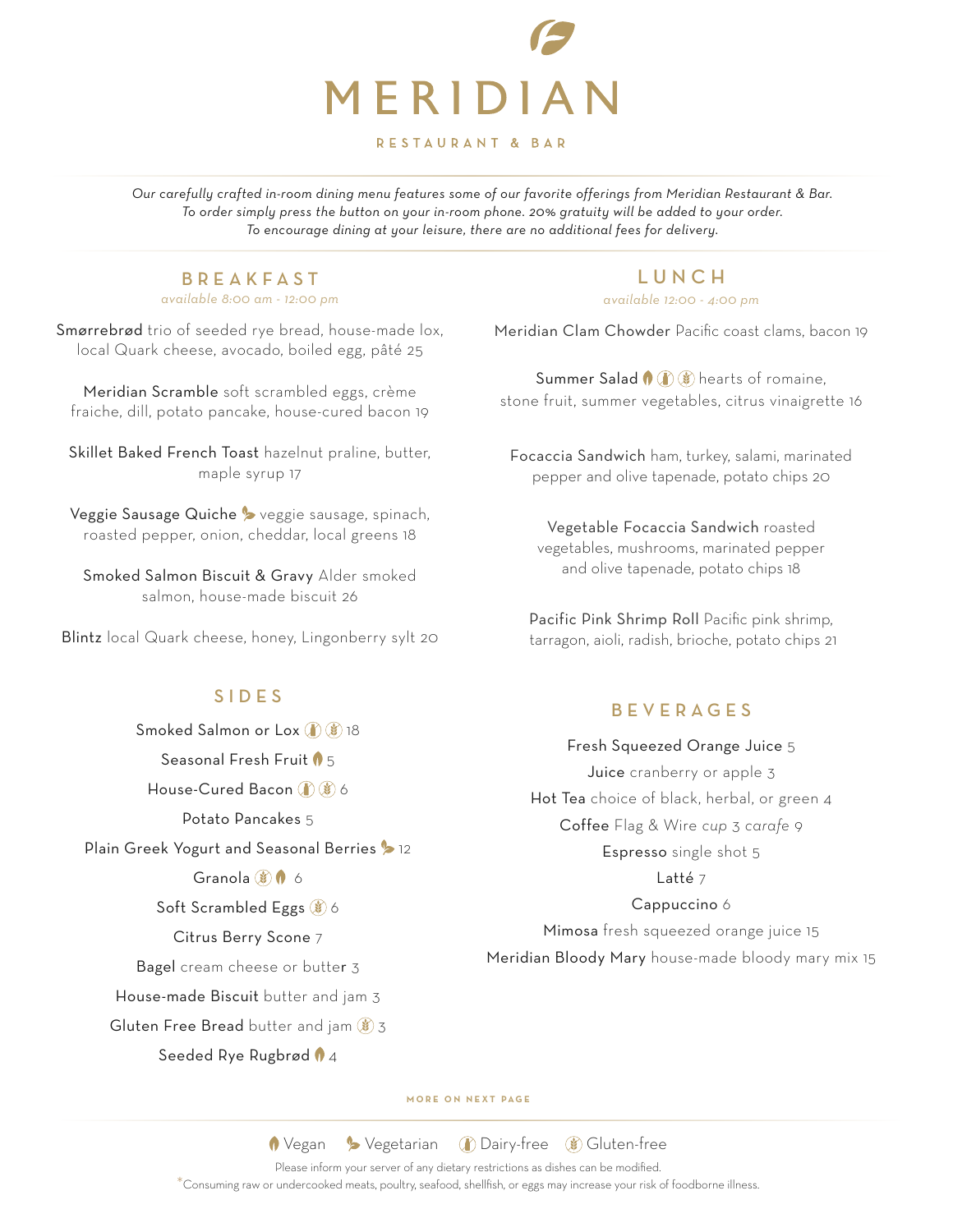# MERIDIAN

RESTAURANT & BAR

*Our carefully crafted in-room dining menu features some of our favorite offerings from Meridian Restaurant & Bar. To order simply press the button on your in-room phone. 20% gratuity will be added to your order. To encourage dining at your leisure, there are no additional fees for delivery.*

## BREAKFAST

*available 8:00 am - 12:00 pm*

Smørrebrød trio of seeded rye bread, house-made lox, local Quark cheese, avocado, boiled egg, pâté 25

Meridian Scramble soft scrambled eggs, crème fraiche, dill, potato pancake, house-cured bacon 19

Skillet Baked French Toast hazelnut praline, butter, maple syrup 17

Veggie Sausage Quiche (Vegetarian) veggie sausage, spinach, roasted pepper, onion, cheddar, local greens 18

Smoked Salmon Biscuit & Gravy Alder smoked salmon, house-made biscuit 26

Blintz local Quark cheese, honey, Lingonberry sylt 20

## SIDES

Smoked Salmon or Lox (Dairy-free) (Gluten-free) 18

Seasonal Fresh Fruit (Vegan) 5

House-Cured Bacon (Dairy-free) (Gluten-free) 6

Potato Pancakes 5

Plain Greek Yogurt and Seasonal Berries (Vegetarian) 12

Granola (Gluten-free) (Vegan) 6

Soft Scrambled Eggs (Gluten-free) 6

Citrus Berry Scone 7

Bagel cream cheese or butter 3

House-made Biscuit butter and jam 3

Gluten Free Bread butter and jam (Gluten-free) 3

Seeded Rye Rugbrød (Vegan) 4

## LUNCH

*available 12:00 - 4:00 pm*

Meridian Clam Chowder Pacific coast clams, bacon 19

Summer Salad (Vegan) (Dairy-free) (Gluten-free) hearts of romaine, stone fruit, summer vegetables, citrus vinaigrette 16

Focaccia Sandwich ham, turkey, salami, marinated pepper and olive tapenade, potato chips 20

Vegetable Focaccia Sandwich roasted vegetables, mushrooms, marinated pepper and olive tapenade, potato chips 18

Pacific Pink Shrimp Roll Pacific pink shrimp, tarragon, aioli, radish, brioche, potato chips 21

## BEVERAGES

Fresh Squeezed Orange Juice 5

Juice cranberry or apple 3

Hot Tea choice of black, herbal, or green 4

Coffee Flag & Wire *cup* 3 *carafe* 9

Espresso single shot 5

Latté 7

Cappuccino 6

Mimosa fresh squeezed orange juice 15

Meridian Bloody Mary house-made bloody mary mix 15

MORE ON NEXT PAGE

(Vegan) Vegan (Vegetarian) Vegetarian (Dairy-free) Dairy-free (Gluten-free) Gluten-free

Please inform your server of any dietary restrictions as dishes can be modified.

*Consuming raw or undercooked meats, poultry, seafood, shellfish, or eggs may increase your risk of foodborne illness.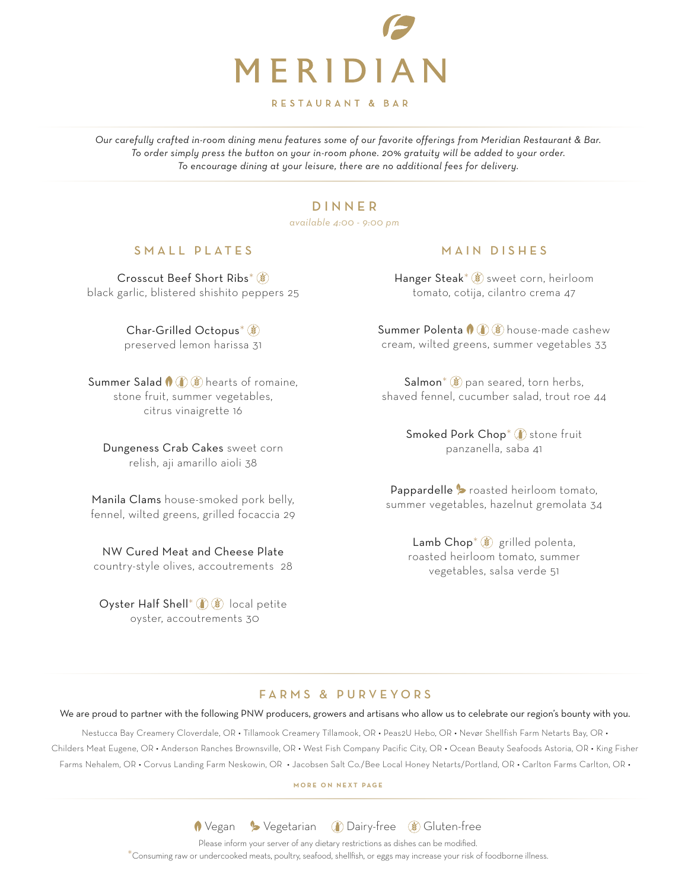# MERIDIAN

RESTAURANT & BAR

*Our carefully crafted in-room dining menu features some of our favorite offerings from Meridian Restaurant & Bar. To order simply press the button on your in-room phone. 20% gratuity will be added to your order. To encourage dining at your leisure, there are no additional fees for delivery.*

## DINNER

*available 4:00 - 9:00 pm*

### SMALL PLATES

Crosscut Beef Short Ribs* (Gluten-free) black garlic, blistered shishito peppers 25

Char-Grilled Octopus* (Gluten-free) preserved lemon harissa 31

Summer Salad (Vegan) (Dairy-free) (Gluten-free) hearts of romaine, stone fruit, summer vegetables, citrus vinaigrette 16

Dungeness Crab Cakes sweet corn relish, aji amarillo aioli 38

Manila Clams house-smoked pork belly, fennel, wilted greens, grilled focaccia 29

NW Cured Meat and Cheese Plate country-style olives, accoutrements 28

Oyster Half Shell* (Dairy-free) (Gluten-free) local petite oyster, accoutrements 30

### MAIN DISHES

Hanger Steak* (Gluten-free) sweet corn, heirloom tomato, cotija, cilantro crema 47

Summer Polenta (Vegan) (Dairy-free) (Gluten-free) house-made cashew cream, wilted greens, summer vegetables 33

Salmon* (Gluten-free) pan seared, torn herbs, shaved fennel, cucumber salad, trout roe 44

Smoked Pork Chop* (Dairy-free) stone fruit panzanella, saba 41

Pappardelle (Vegetarian) roasted heirloom tomato, summer vegetables, hazelnut gremolata 34

Lamb Chop* (Gluten-free) grilled polenta, roasted heirloom tomato, summer vegetables, salsa verde 51

## FARMS & PURVEYORS

We are proud to partner with the following PNW producers, growers and artisans who allow us to celebrate our region's bounty with you.

Nestucca Bay Creamery Cloverdale, OR • Tillamook Creamery Tillamook, OR • Peas2U Hebo, OR • Nevør Shellfish Farm Netarts Bay, OR • Childers Meat Eugene, OR • Anderson Ranches Brownsville, OR • West Fish Company Pacific City, OR • Ocean Beauty Seafoods Astoria, OR • King Fisher Farms Nehalem, OR • Corvus Landing Farm Neskowin, OR • Jacobsen Salt Co./Bee Local Honey Netarts/Portland, OR • Carlton Farms Carlton, OR •

MORE ON NEXT PAGE

Vegan · Vegetarian · Dairy-free · Gluten-free

Please inform your server of any dietary restrictions as dishes can be modified.

*Consuming raw or undercooked meats, poultry, seafood, shellfish, or eggs may increase your risk of foodborne illness.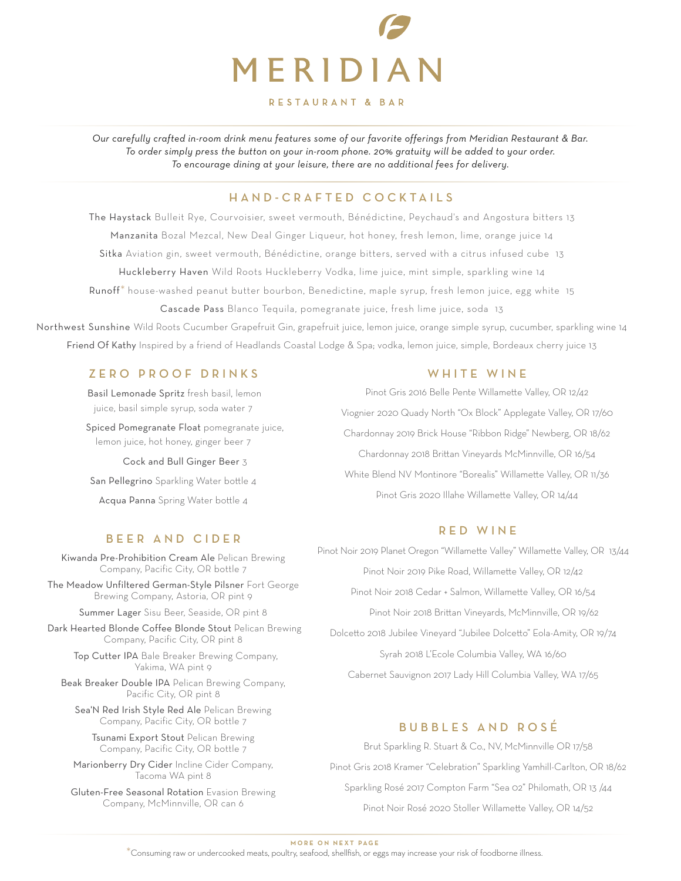# MERIDIAN

RESTAURANT & BAR

*Our carefully crafted in-room drink menu features some of our favorite offerings from Meridian Restaurant & Bar. To order simply press the button on your in-room phone. 20% gratuity will be added to your order. To encourage dining at your leisure, there are no additional fees for delivery.*

## HAND-CRAFTED COCKTAILS

The Haystack Bulleit Rye, Courvoisier, sweet vermouth, Bénédictine, Peychaud's and Angostura bitters 13

Manzanita Bozal Mezcal, New Deal Ginger Liqueur, hot honey, fresh lemon, lime, orange juice 14

Sitka Aviation gin, sweet vermouth, Bénédictine, orange bitters, served with a citrus infused cube 13

Huckleberry Haven Wild Roots Huckleberry Vodka, lime juice, mint simple, sparkling wine 14

Runoff* house-washed peanut butter bourbon, Benedictine, maple syrup, fresh lemon juice, egg white 15

Cascade Pass Blanco Tequila, pomegranate juice, fresh lime juice, soda 13

Northwest Sunshine Wild Roots Cucumber Grapefruit Gin, grapefruit juice, lemon juice, orange simple syrup, cucumber, sparkling wine 14

Friend Of Kathy Inspired by a friend of Headlands Coastal Lodge & Spa; vodka, lemon juice, simple, Bordeaux cherry juice 13

## ZERO PROOF DRINKS

Basil Lemonade Spritz fresh basil, lemon juice, basil simple syrup, soda water 7

Spiced Pomegranate Float pomegranate juice, lemon juice, hot honey, ginger beer 7

Cock and Bull Ginger Beer 3

San Pellegrino Sparkling Water bottle 4

Acqua Panna Spring Water bottle 4

## BEER AND CIDER

Kiwanda Pre-Prohibition Cream Ale Pelican Brewing Company, Pacific City, OR bottle 7

The Meadow Unfiltered German-Style Pilsner Fort George Brewing Company, Astoria, OR pint 9

Summer Lager Sisu Beer, Seaside, OR pint 8

Dark Hearted Blonde Coffee Blonde Stout Pelican Brewing Company, Pacific City, OR pint 8

Top Cutter IPA Bale Breaker Brewing Company, Yakima, WA pint 9

Beak Breaker Double IPA Pelican Brewing Company, Pacific City, OR pint 8

Sea'N Red Irish Style Red Ale Pelican Brewing Company, Pacific City, OR bottle 7

Tsunami Export Stout Pelican Brewing Company, Pacific City, OR bottle 7

Marionberry Dry Cider Incline Cider Company, Tacoma WA pint 8

Gluten-Free Seasonal Rotation Evasion Brewing Company, McMinnville, OR can 6

## WHITE WINE

Pinot Gris 2016 Belle Pente Willamette Valley, OR 12/42

Viognier 2020 Quady North "Ox Block" Applegate Valley, OR 17/60

Chardonnay 2019 Brick House "Ribbon Ridge" Newberg, OR 18/62

Chardonnay 2018 Brittan Vineyards McMinnville, OR 16/54

White Blend NV Montinore "Borealis" Willamette Valley, OR 11/36

Pinot Gris 2020 Illahe Willamette Valley, OR 14/44

## RED WINE

Pinot Noir 2019 Planet Oregon "Willamette Valley" Willamette Valley, OR 13/44

Pinot Noir 2019 Pike Road, Willamette Valley, OR 12/42

Pinot Noir 2018 Cedar + Salmon, Willamette Valley, OR 16/54

Pinot Noir 2018 Brittan Vineyards, McMinnville, OR 19/62

Dolcetto 2018 Jubilee Vineyard "Jubilee Dolcetto" Eola-Amity, OR 19/74

Syrah 2018 L'Ecole Columbia Valley, WA 16/60

Cabernet Sauvignon 2017 Lady Hill Columbia Valley, WA 17/65

## BUBBLES AND ROSÉ

Brut Sparkling R. Stuart & Co., NV, McMinnville OR 17/58

Pinot Gris 2018 Kramer "Celebration" Sparkling Yamhill-Carlton, OR 18/62

Sparkling Rosé 2017 Compton Farm "Sea 02" Philomath, OR 13 /44

Pinot Noir Rosé 2020 Stoller Willamette Valley, OR 14/52

MORE ON NEXT PAGE

*Consuming raw or undercooked meats, poultry, seafood, shellfish, or eggs may increase your risk of foodborne illness.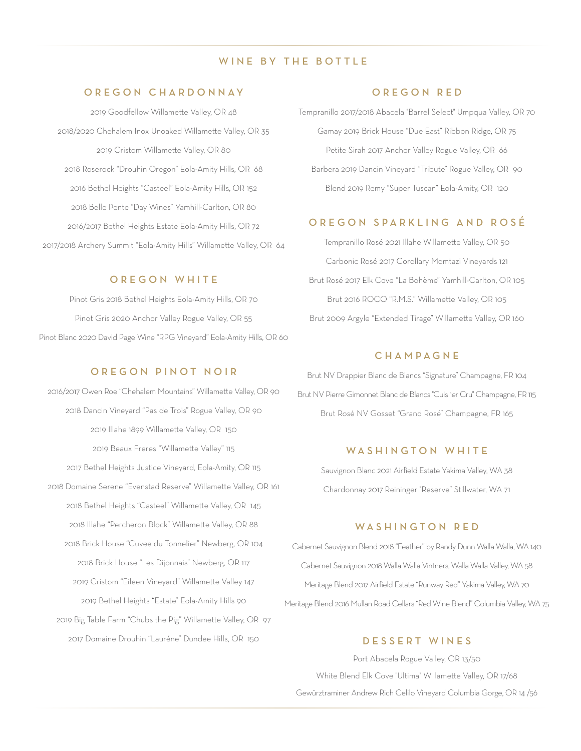# WINE BY THE BOTTLE

## OREGON CHARDONNAY

2019 Goodfellow Willamette Valley, OR 48

2018/2020 Chehalem Inox Unoaked Willamette Valley, OR 35

2019 Cristom Willamette Valley, OR 80

2018 Roserock "Drouhin Oregon" Eola-Amity Hills, OR 68

2016 Bethel Heights "Casteel" Eola-Amity Hills, OR 152

2018 Belle Pente "Day Wines" Yamhill-Carlton, OR 80

2016/2017 Bethel Heights Estate Eola-Amity Hills, OR 72

2017/2018 Archery Summit "Eola-Amity Hills" Willamette Valley, OR 64

## OREGON WHITE

Pinot Gris 2018 Bethel Heights Eola-Amity Hills, OR 70

Pinot Gris 2020 Anchor Valley Rogue Valley, OR 55

Pinot Blanc 2020 David Page Wine "RPG Vineyard" Eola-Amity Hills, OR 60

## OREGON PINOT NOIR

2016/2017 Owen Roe "Chehalem Mountains" Willamette Valley, OR 90

2018 Dancin Vineyard "Pas de Trois" Rogue Valley, OR 90

2019 Illahe 1899 Willamette Valley, OR 150

2019 Beaux Freres "Willamette Valley" 115

2017 Bethel Heights Justice Vineyard, Eola-Amity, OR 115

2018 Domaine Serene "Evenstad Reserve" Willamette Valley, OR 161

2018 Bethel Heights "Casteel" Willamette Valley, OR 145

2018 Illahe "Percheron Block" Willamette Valley, OR 88

2018 Brick House "Cuvee du Tonnelier" Newberg, OR 104

2018 Brick House "Les Dijonnais" Newberg, OR 117

2019 Cristom "Eileen Vineyard" Willamette Valley 147

2019 Bethel Heights "Estate" Eola-Amity Hills 90

2019 Big Table Farm "Chubs the Pig" Willamette Valley, OR 97

2017 Domaine Drouhin "Lauréne" Dundee Hills, OR 150

## OREGON RED

Tempranillo 2017/2018 Abacela "Barrel Select" Umpqua Valley, OR 70

Gamay 2019 Brick House "Due East" Ribbon Ridge, OR 75

Petite Sirah 2017 Anchor Valley Rogue Valley, OR 66

Barbera 2019 Dancin Vineyard "Tribute" Rogue Valley, OR 90

Blend 2019 Remy "Super Tuscan" Eola-Amity, OR 120

## OREGON SPARKLING AND ROSÉ

Tempranillo Rosé 2021 Illahe Willamette Valley, OR 50

Carbonic Rosé 2017 Corollary Momtazi Vineyards 121

Brut Rosé 2017 Elk Cove "La Bohème" Yamhill-Carlton, OR 105

Brut 2016 ROCO "R.M.S." Willamette Valley, OR 105

Brut 2009 Argyle "Extended Tirage" Willamette Valley, OR 160

## CHAMPAGNE

Brut NV Drappier Blanc de Blancs "Signature" Champagne, FR 104

Brut NV Pierre Gimonnet Blanc de Blancs "Cuis 1er Cru" Champagne, FR 115

Brut Rosé NV Gosset "Grand Rosé" Champagne, FR 165

## WASHINGTON WHITE

Sauvignon Blanc 2021 Airfield Estate Yakima Valley, WA 38

Chardonnay 2017 Reininger "Reserve" Stillwater, WA 71

## WASHINGTON RED

Cabernet Sauvignon Blend 2018 "Feather" by Randy Dunn Walla Walla, WA 140

Cabernet Sauvignon 2018 Walla Walla Vintners, Walla Walla Valley, WA 58

Meritage Blend 2017 Airfield Estate "Runway Red" Yakima Valley, WA 70

Meritage Blend 2016 Mullan Road Cellars "Red Wine Blend" Columbia Valley, WA 75

## DESSERT WINES

Port Abacela Rogue Valley, OR 13/50

White Blend Elk Cove "Ultima" Willamette Valley, OR 17/68

Gewürztraminer Andrew Rich Celilo Vineyard Columbia Gorge, OR 14 /56